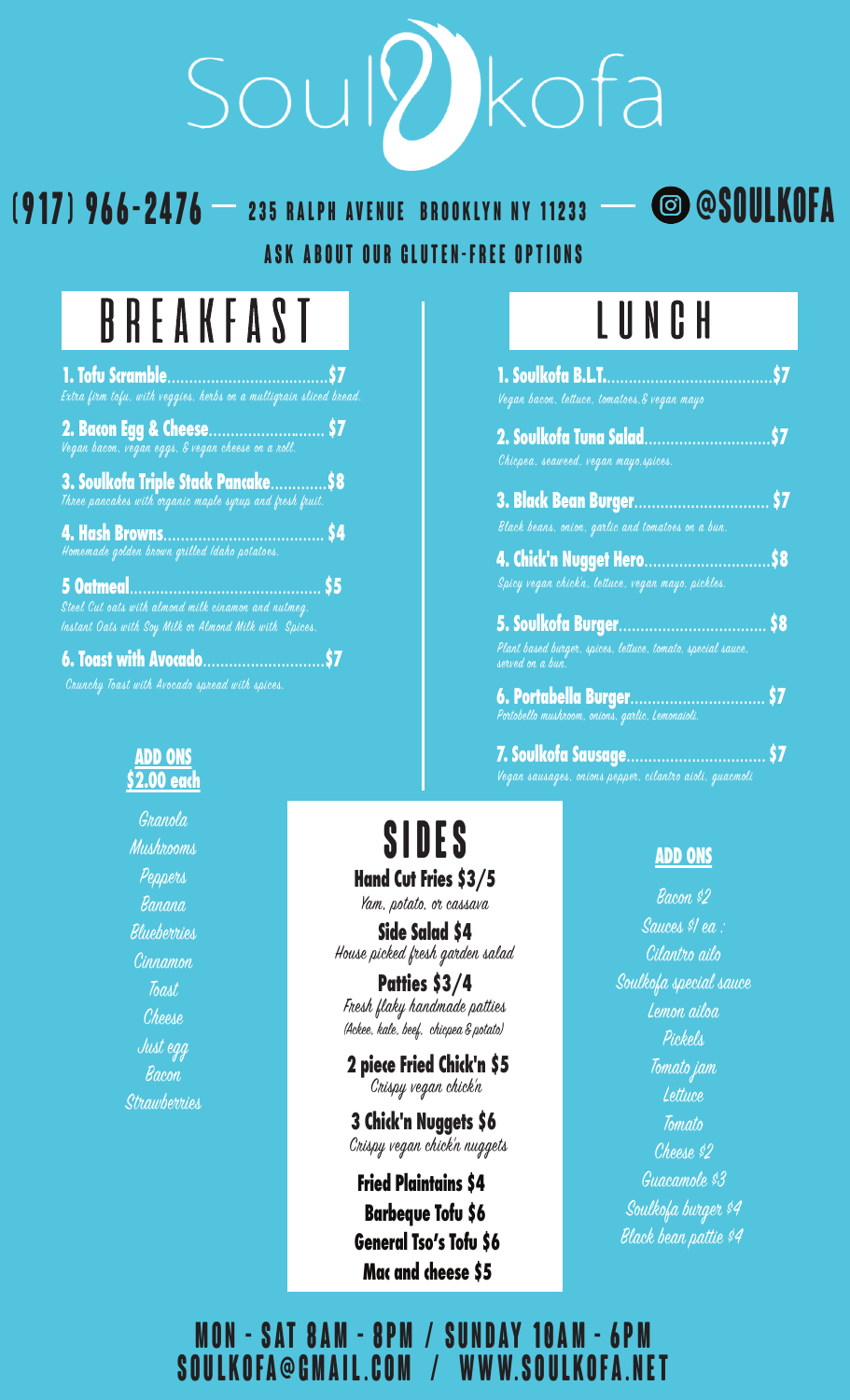# Soulkofa

**(917) 966-2476** — 235 RALPH AVENUE BROOKLYN NY 11233 — @SOULKOFA

ASK ABOUT OUR GLUTEN-FREE OPTIONS

## BREAKFAST

**1. Tofu Scramble....................................$7**
*Extra firm tofu, with veggies, herbs on a multigrain sliced bread.*

**2. Bacon Egg & Cheese.......................... $7**
*Vegan bacon, vegan eggs, & vegan cheese on a roll.*

**3. Soulkofa Triple Stack Pancake.............$8**
*Three pancakes with organic maple syrup and fresh fruit.*

**4. Hash Browns..................................... $4**
*Homemade golden brown grilled Idaho potatoes.*

**5 Oatmeal........................................... $5**
*Steel Cut oats with almond milk cinamon and nutmeg.*
*Instant Oats with Soy Milk or Almond Milk with Spices.*

**6. Toast with Avocado............................$7**
*Crunchy Toast with Avocado spread with spices.*

### ADD ONS
### $2.00 each

- Granola
- Mushrooms
- Peppers
- Banana
- Blueberries
- Cinnamon
- Toast
- Cheese
- Just egg
- Bacon
- Strawberries

## LUNCH

**1. Soulkofa B.L.T......................................$7**
*Vegan bacon, lettuce, tomatoes,& vegan mayo*

**2. Soulkofa Tuna Salad............................$7**
*Chicpea, seaweed, vegan mayo,spices.*

**3. Black Bean Burger............................... $7**
*Black beans, onion, garlic and tomatoes on a bun.*

**4. Chick'n Nugget Hero.............................$8**
*Spicy vegan chick'n, lettuce, vegan mayo, pickles.*

**5. Soulkofa Burger.................................. $8**
*Plant based burger, spices, lettuce, tomato, special sauce, served on a bun.*

**6. Portabella Burger............................... $7**
*Portobello mushroom, onions, garlic, Lemonaioli.*

**7. Soulkofa Sausage................................ $7**
*Vegan sausages, onions pepper, cilantro aioli, guacmoli*

## SIDES

**Hand Cut Fries $3/5**
*Yam, potato, or cassava*

**Side Salad $4**
*House picked fresh garden salad*

**Patties $3/4**
*Fresh flaky handmade patties (Ackee, kale, beef, chicpea & potato)*

**2 piece Fried Chick'n $5**
*Crispy vegan chick'n*

**3 Chick'n Nuggets $6**
*Crispy vegan chick'n nuggets*

**Fried Plaintains $4**

**Barbeque Tofu $6**

**General Tso's Tofu $6**

**Mac and cheese $5**

### ADD ONS

- Bacon $2
- Sauces $1 ea :
- Cilantro ailo
- Soulkofa special sauce
- Lemon ailoa
- Pickels
- Tomato jam
- Lettuce
- Tomato
- Cheese $2
- Guacamole $3
- Soulkofa burger $4
- Black bean pattie $4

**MON - SAT 8AM - 8PM / SUNDAY 10AM - 6PM**
**SOULKOFA@GMAIL.COM / WWW.SOULKOFA.NET**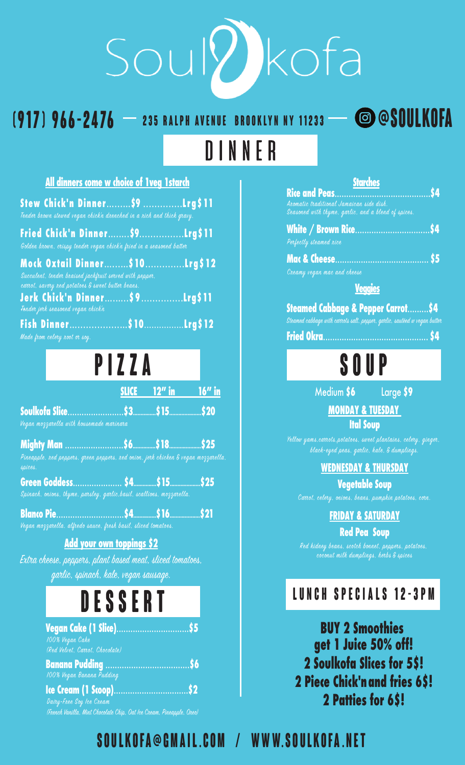# Soulkofa

**(917) 966-2476** — **235 RALPH AVENUE BROOKLYN NY 11233** — **@SOULKOFA**

# DINNER

### All dinners come w choice of 1veg 1starch

**Stew Chick'n Dinner.........$9 ..............Lrg$11**
*Tender brown stewed vegan chick'n drenched in a rich and thick gravy.*

**Fried Chick'n Dinner........$9................Lrg$11**
*Golden brown, crispy tender vegan chick'n fried in a seasoned batter*

**Mock Oxtail Dinner.........$10..............Lrg$12**
*Succulent, tender braised jackfruit served with pepper, carrot, savory red potatoes & sweet butter beans.*

**Jerk Chick'n Dinner.........$9...............Lrg$11**
*Tender jerk seasoned vegan chick'n*

**Fish Dinner.....................$10................Lrg$12**
*Made from celery root or soy.*

# PIZZA

| | SLICE | 12" in | 16" in |
|---|---|---|---|
| **Soulkofa Slice** | $3 | $15 | $20 |
| *Vegan mozzarella with housemade marinara* | | | |
| **Mighty Man** | $6 | $18 | $25 |
| *Pineapple, red peppers, green peppers, red onion, jerk chicken & vegan mozzarella, spices.* | | | |
| **Green Goddess** | $4 | $15 | $25 |
| *Spinach, onions, thyme, parsley, garlic,basil, scallions, mozzarella.* | | | |
| **Blanco Pie** | $4 | $16 | $21 |
| *Vegan mozzarella, alfredo sauce, fresh basil, sliced tomatoes.* | | | |

### Add your own toppings $2

*Extra cheese, peppers, plant based meat, sliced tomatoes, garlic, spinach, kale, vegan sausage.*

# DESSERT

**Vegan Cake (1 Slice)................................$5**
*100% Vegan Cake*
*(Red Velvet, Carrot, Chocolate)*

**Banana Pudding ....................................$6**
*100% Vegan Banana Pudding*

**Ice Cream (1 Scoop)................................$2**
*Dairy-Free Soy Ice Cream*
*(French Vanilla, Mint Chocolate Chip, Oat Ice Cream, Pineapple, Oreo)*

### Starches

**Rice and Peas.........................................$4**
*Aromatic traditional Jamaican side dish. Seasoned with thyme, garlic, and a blend of spices.*

**White / Brown Rice.................................$4**
*Perfectly steamed rice*

**Mac & Cheese........................................ $5**
*Creamy vegan mac and cheese*

### Veggies

**Steamed Cabbage & Pepper Carrot.........$4**
*Steamed cabbage with carrots salt, pepper, garlic, sautéed w vegan butter*

**Fried Okra............................................. $4**

# SOUP

Medium **$6** Large **$9**

### MONDAY & TUESDAY

**Ital Soup**

*Yellow yams,carrots,potatoes, sweet plantains, celery, ginger, black-eyed peas, garlic, kale, & dumplings.*

### WEDNESDAY & THURSDAY

**Vegetable Soup**

*Carrot, celery, onions, beans, pumpkin potatoes, corn.*

### FRIDAY & SATURDAY

**Red Pea Soup**

*Red kidney beans, scotch bonnet, peppers, potatoes, coconut milk dumplings, herbs & spices*

## LUNCH SPECIALS 12-3PM

**BUY 2 Smoothies get 1 Juice 50% off!**
**2 Soulkofa Slices for 5$!**
**2 Piece Chick'n and fries 6$!**
**2 Patties for 6$!**

**SOULKOFA@GMAIL.COM / WWW.SOULKOFA.NET**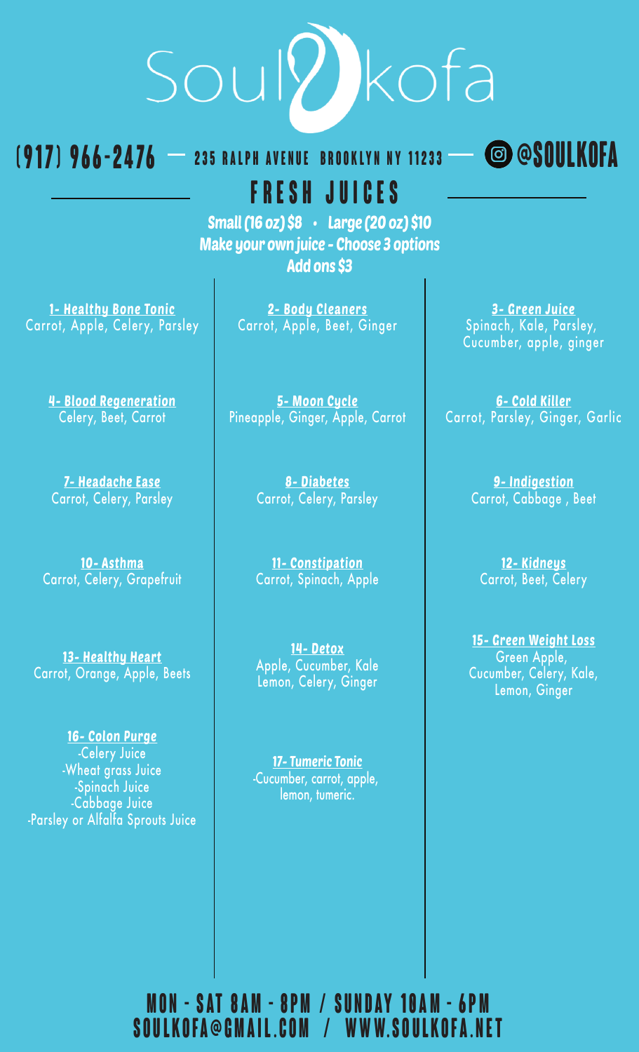# SoulKofa

(917) 966-2476 — 235 RALPH AVENUE BROOKLYN NY 11233 — @SOULKOFA

## FRESH JUICES

**Small (16 oz) $8 • Large (20 oz) $10**

**Make your own juice - Choose 3 options**

**Add ons $3**

**1- Healthy Bone Tonic**
Carrot, Apple, Celery, Parsley

**2- Body Cleaners**
Carrot, Apple, Beet, Ginger

**3- Green Juice**
Spinach, Kale, Parsley, Cucumber, apple, ginger

**4- Blood Regeneration**
Celery, Beet, Carrot

**5- Moon Cycle**
Pineapple, Ginger, Apple, Carrot

**6- Cold Killer**
Carrot, Parsley, Ginger, Garlic

**7- Headache Ease**
Carrot, Celery, Parsley

**8- Diabetes**
Carrot, Celery, Parsley

**9- Indigestion**
Carrot, Cabbage , Beet

**10- Asthma**
Carrot, Celery, Grapefruit

**11- Constipation**
Carrot, Spinach, Apple

**12- Kidneys**
Carrot, Beet, Celery

**13- Healthy Heart**
Carrot, Orange, Apple, Beets

**14- Detox**
Apple, Cucumber, Kale Lemon, Celery, Ginger

**15- Green Weight Loss**
Green Apple, Cucumber, Celery, Kale, Lemon, Ginger

**16- Colon Purge**
-Celery Juice
-Wheat grass Juice
-Spinach Juice
-Cabbage Juice
-Parsley or Alfalfa Sprouts Juice

**17- Tumeric Tonic**
-Cucumber, carrot, apple, lemon, tumeric.

MON - SAT 8AM - 8PM / SUNDAY 10AM - 6PM

SOULKOFA@GMAIL.COM / WWW.SOULKOFA.NET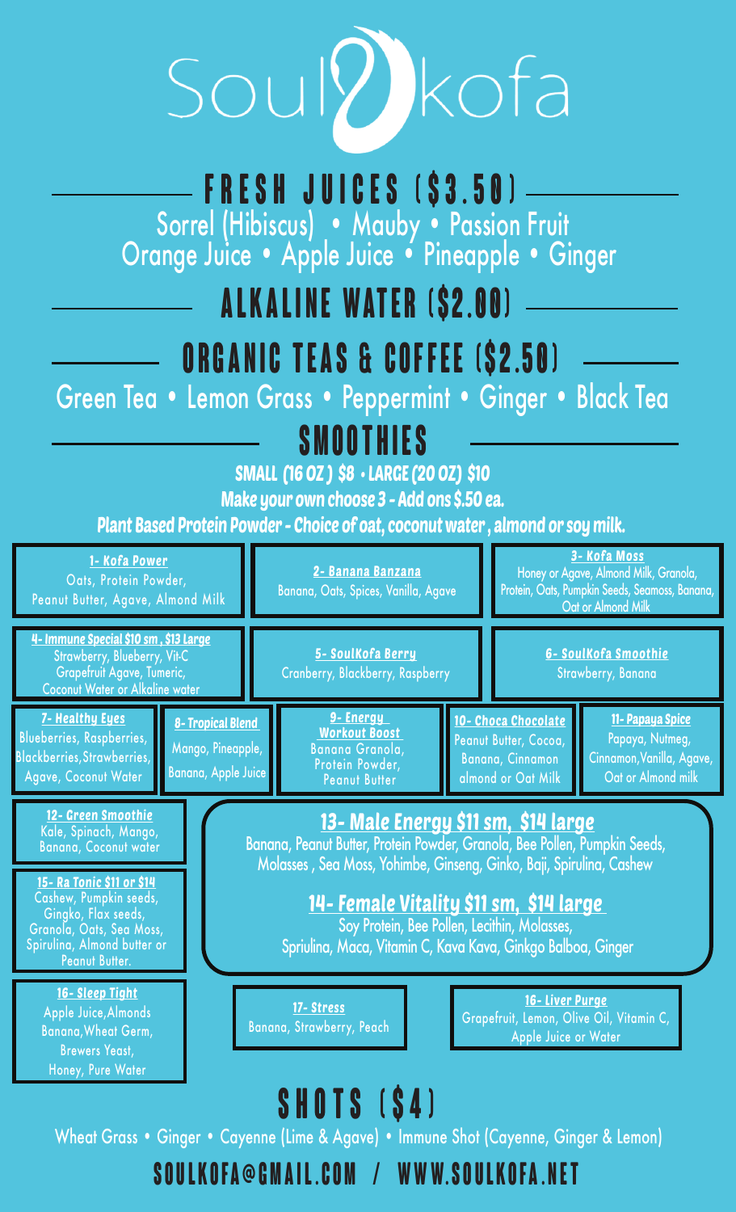# SoulKofa

## FRESH JUICES ($3.50)

Sorrel (Hibiscus) • Mauby • Passion Fruit
Orange Juice • Apple Juice • Pineapple • Ginger

## ALKALINE WATER ($2.00)

## ORGANIC TEAS & COFFEE ($2.50)

Green Tea • Lemon Grass • Peppermint • Ginger • Black Tea

## SMOOTHIES

**SMALL (16 OZ) $8 • LARGE (20 OZ) $10**

**Make your own choose 3 - Add ons $.50 ea.**

**Plant Based Protein Powder - Choice of oat, coconut water, almond or soy milk.**

**1- Kofa Power**
Oats, Protein Powder, Peanut Butter, Agave, Almond Milk

**2- Banana Banzana**
Banana, Oats, Spices, Vanilla, Agave

**3- Kofa Moss**
Honey or Agave, Almond Milk, Granola, Protein, Oats, Pumpkin Seeds, Seamoss, Banana, Oat or Almond Milk

**4- Immune Special $10 sm, $13 Large**
Strawberry, Blueberry, Vit-C Grapefruit Agave, Tumeric, Coconut Water or Alkaline water

**5- SoulKofa Berry**
Cranberry, Blackberry, Raspberry

**6- SoulKofa Smoothie**
Strawberry, Banana

**7- Healthy Eyes**
Blueberries, Raspberries, Blackberries, Strawberries, Agave, Coconut Water

**8- Tropical Blend**
Mango, Pineapple, Banana, Apple Juice

**9- Energy Workout Boost**
Banana Granola, Protein Powder, Peanut Butter

**10- Choca Chocolate**
Peanut Butter, Cocoa, Banana, Cinnamon almond or Oat Milk

**11- Papaya Spice**
Papaya, Nutmeg, Cinnamon, Vanilla, Agave, Oat or Almond milk

**12- Green Smoothie**
Kale, Spinach, Mango, Banana, Coconut water

**13- Male Energy $11 sm, $14 large**
Banana, Peanut Butter, Protein Powder, Granola, Bee Pollen, Pumpkin Seeds, Molasses, Sea Moss, Yohimbe, Ginseng, Ginko, Baji, Spirulina, Cashew

**14- Female Vitality $11 sm, $14 large**
Soy Protein, Bee Pollen, Lecithin, Molasses, Spriulina, Maca, Vitamin C, Kava Kava, Ginkgo Balboa, Ginger

**15- Ra Tonic $11 or $14**
Cashew, Pumpkin seeds, Gingko, Flax seeds, Granola, Oats, Sea Moss, Spirulina, Almond butter or Peanut Butter.

**16- Sleep Tight**
Apple Juice, Almonds Banana, Wheat Germ, Brewers Yeast, Honey, Pure Water

**17- Stress**
Banana, Strawberry, Peach

**16- Liver Purge**
Grapefruit, Lemon, Olive Oil, Vitamin C, Apple Juice or Water

## SHOTS ($4)

Wheat Grass • Ginger • Cayenne (Lime & Agave) • Immune Shot (Cayenne, Ginger & Lemon)

**SOULKOFA@GMAIL.COM / WWW.SOULKOFA.NET**